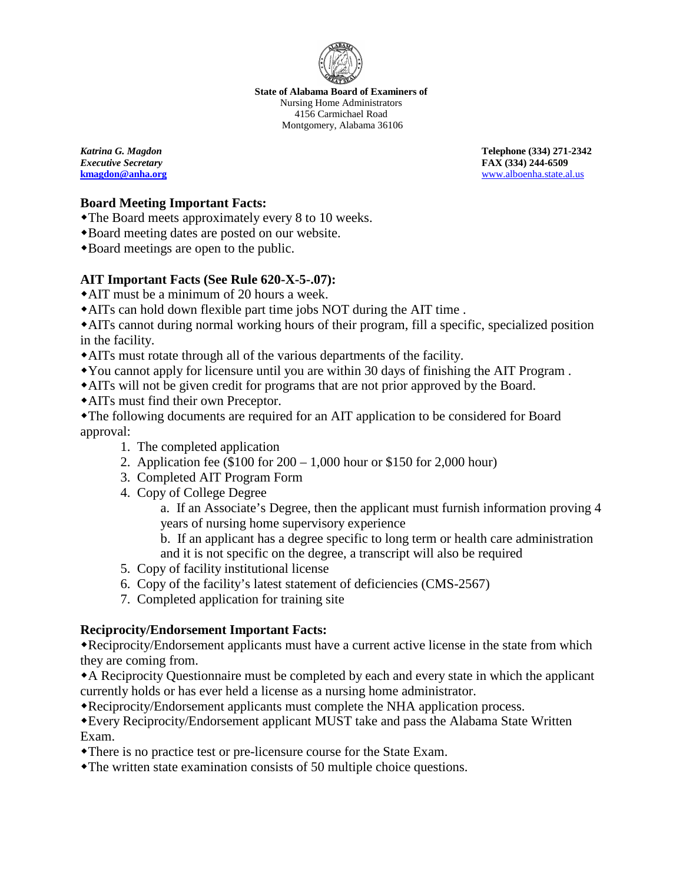**State of Alabama Board of Examiners of**
Nursing Home Administrators
4156 Carmichael Road
Montgomery, Alabama 36106

***Katrina G. Magdon***
***Executive Secretary***
**[kmagdon@anha.org](mailto:kmagdon@anha.org)**

**Telephone (334) 271-2342**
**FAX (334) 244-6509**
[www.alboenha.state.al.us](http://www.alboenha.state.al.us)

## Board Meeting Important Facts:

- The Board meets approximately every 8 to 10 weeks.
- Board meeting dates are posted on our website.
- Board meetings are open to the public.

## AIT Important Facts (See Rule 620-X-5-.07):

- AIT must be a minimum of 20 hours a week.
- AITs can hold down flexible part time jobs NOT during the AIT time .
- AITs cannot during normal working hours of their program, fill a specific, specialized position in the facility.
- AITs must rotate through all of the various departments of the facility.
- You cannot apply for licensure until you are within 30 days of finishing the AIT Program .
- AITs will not be given credit for programs that are not prior approved by the Board.
- AITs must find their own Preceptor.
- The following documents are required for an AIT application to be considered for Board approval:
  1. The completed application
  2. Application fee ($100 for 200 – 1,000 hour or $150 for 2,000 hour)
  3. Completed AIT Program Form
  4. Copy of College Degree
     a. If an Associate's Degree, then the applicant must furnish information proving 4 years of nursing home supervisory experience
     b. If an applicant has a degree specific to long term or health care administration and it is not specific on the degree, a transcript will also be required
  5. Copy of facility institutional license
  6. Copy of the facility's latest statement of deficiencies (CMS-2567)
  7. Completed application for training site

### Reciprocity/Endorsement Important Facts:

- Reciprocity/Endorsement applicants must have a current active license in the state from which they are coming from.
- A Reciprocity Questionnaire must be completed by each and every state in which the applicant currently holds or has ever held a license as a nursing home administrator.
- Reciprocity/Endorsement applicants must complete the NHA application process.
- Every Reciprocity/Endorsement applicant MUST take and pass the Alabama State Written Exam.
- There is no practice test or pre-licensure course for the State Exam.
- The written state examination consists of 50 multiple choice questions.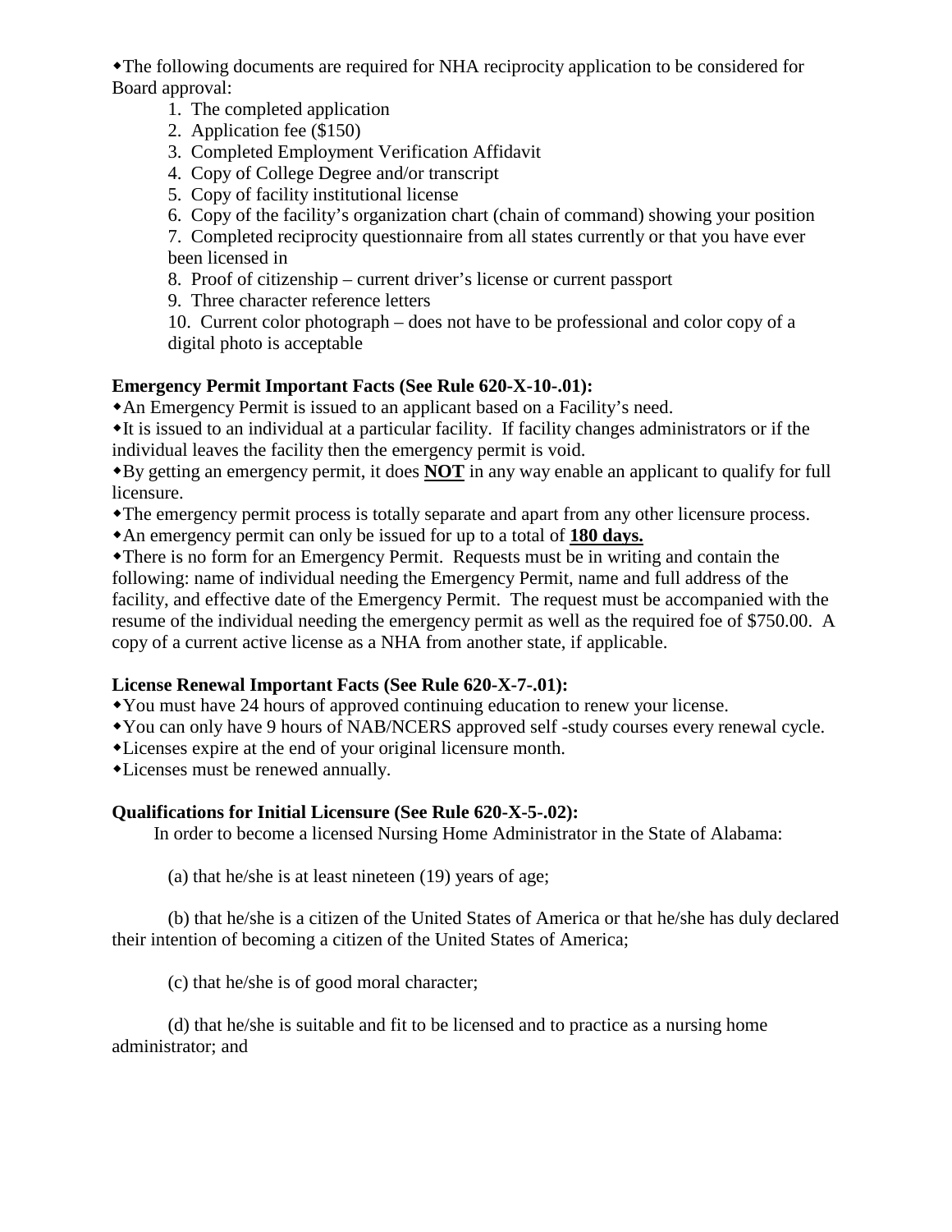◆The following documents are required for NHA reciprocity application to be considered for Board approval:

1. The completed application
2. Application fee ($150)
3. Completed Employment Verification Affidavit
4. Copy of College Degree and/or transcript
5. Copy of facility institutional license
6. Copy of the facility's organization chart (chain of command) showing your position
7. Completed reciprocity questionnaire from all states currently or that you have ever been licensed in
8. Proof of citizenship – current driver's license or current passport
9. Three character reference letters
10. Current color photograph – does not have to be professional and color copy of a digital photo is acceptable

**Emergency Permit Important Facts (See Rule 620-X-10-.01):**

◆An Emergency Permit is issued to an applicant based on a Facility's need.

◆It is issued to an individual at a particular facility. If facility changes administrators or if the individual leaves the facility then the emergency permit is void.

◆By getting an emergency permit, it does **NOT** in any way enable an applicant to qualify for full licensure.

◆The emergency permit process is totally separate and apart from any other licensure process.

◆An emergency permit can only be issued for up to a total of **180 days.**

◆There is no form for an Emergency Permit. Requests must be in writing and contain the following: name of individual needing the Emergency Permit, name and full address of the facility, and effective date of the Emergency Permit. The request must be accompanied with the resume of the individual needing the emergency permit as well as the required foe of $750.00. A copy of a current active license as a NHA from another state, if applicable.

**License Renewal Important Facts (See Rule 620-X-7-.01):**

◆You must have 24 hours of approved continuing education to renew your license.

◆You can only have 9 hours of NAB/NCERS approved self -study courses every renewal cycle.

◆Licenses expire at the end of your original licensure month.

◆Licenses must be renewed annually.

**Qualifications for Initial Licensure (See Rule 620-X-5-.02):**

In order to become a licensed Nursing Home Administrator in the State of Alabama:

(a) that he/she is at least nineteen (19) years of age;

(b) that he/she is a citizen of the United States of America or that he/she has duly declared their intention of becoming a citizen of the United States of America;

(c) that he/she is of good moral character;

(d) that he/she is suitable and fit to be licensed and to practice as a nursing home administrator; and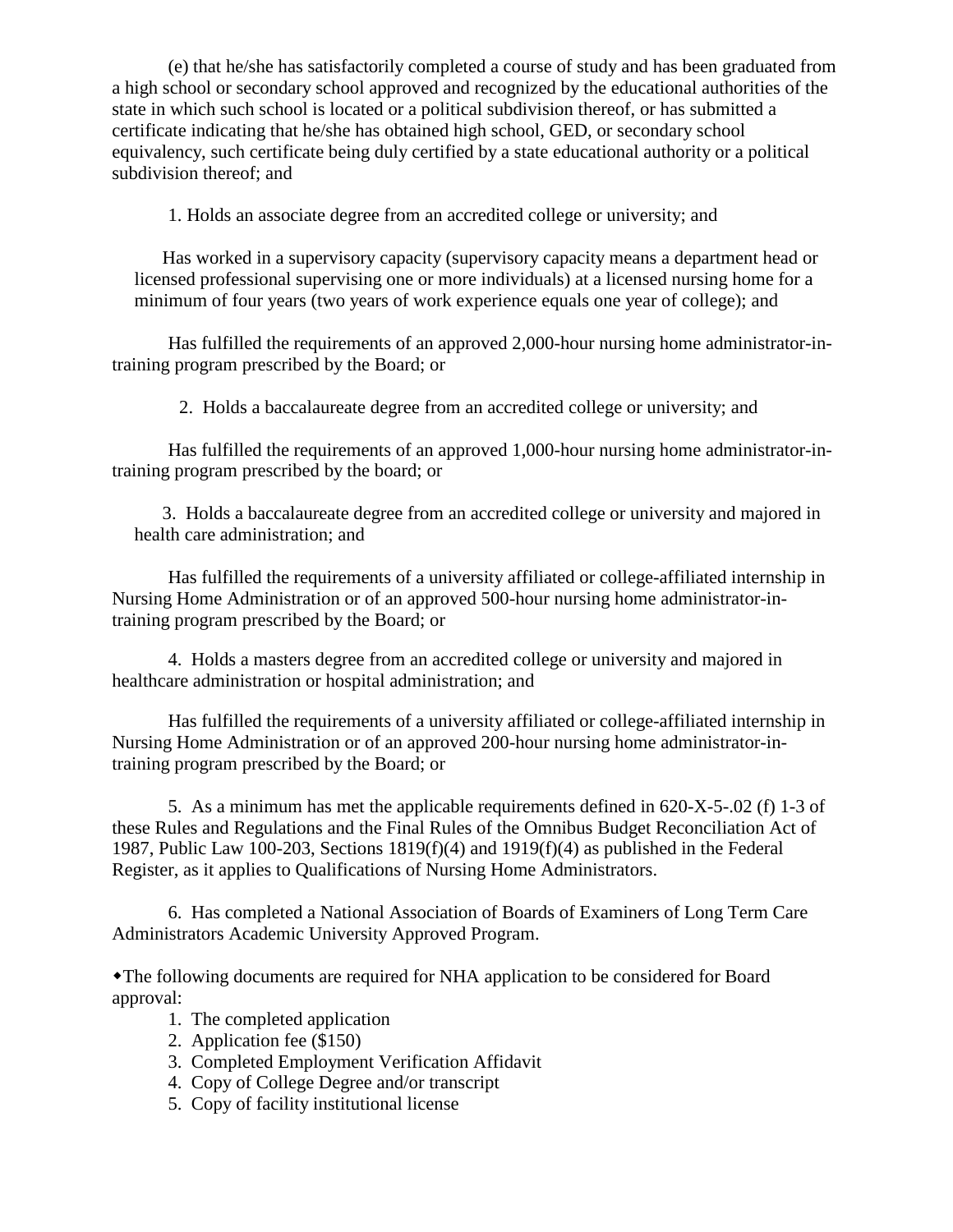(e) that he/she has satisfactorily completed a course of study and has been graduated from a high school or secondary school approved and recognized by the educational authorities of the state in which such school is located or a political subdivision thereof, or has submitted a certificate indicating that he/she has obtained high school, GED, or secondary school equivalency, such certificate being duly certified by a state educational authority or a political subdivision thereof; and

1. Holds an associate degree from an accredited college or university; and

Has worked in a supervisory capacity (supervisory capacity means a department head or licensed professional supervising one or more individuals) at a licensed nursing home for a minimum of four years (two years of work experience equals one year of college); and

Has fulfilled the requirements of an approved 2,000-hour nursing home administrator-in-training program prescribed by the Board; or

2. Holds a baccalaureate degree from an accredited college or university; and

Has fulfilled the requirements of an approved 1,000-hour nursing home administrator-in-training program prescribed by the board; or

3. Holds a baccalaureate degree from an accredited college or university and majored in health care administration; and

Has fulfilled the requirements of a university affiliated or college-affiliated internship in Nursing Home Administration or of an approved 500-hour nursing home administrator-in-training program prescribed by the Board; or

4. Holds a masters degree from an accredited college or university and majored in healthcare administration or hospital administration; and

Has fulfilled the requirements of a university affiliated or college-affiliated internship in Nursing Home Administration or of an approved 200-hour nursing home administrator-in-training program prescribed by the Board; or

5. As a minimum has met the applicable requirements defined in 620-X-5-.02 (f) 1-3 of these Rules and Regulations and the Final Rules of the Omnibus Budget Reconciliation Act of 1987, Public Law 100-203, Sections 1819(f)(4) and 1919(f)(4) as published in the Federal Register, as it applies to Qualifications of Nursing Home Administrators.

6. Has completed a National Association of Boards of Examiners of Long Term Care Administrators Academic University Approved Program.

◆The following documents are required for NHA application to be considered for Board approval:

1. The completed application
2. Application fee ($150)
3. Completed Employment Verification Affidavit
4. Copy of College Degree and/or transcript
5. Copy of facility institutional license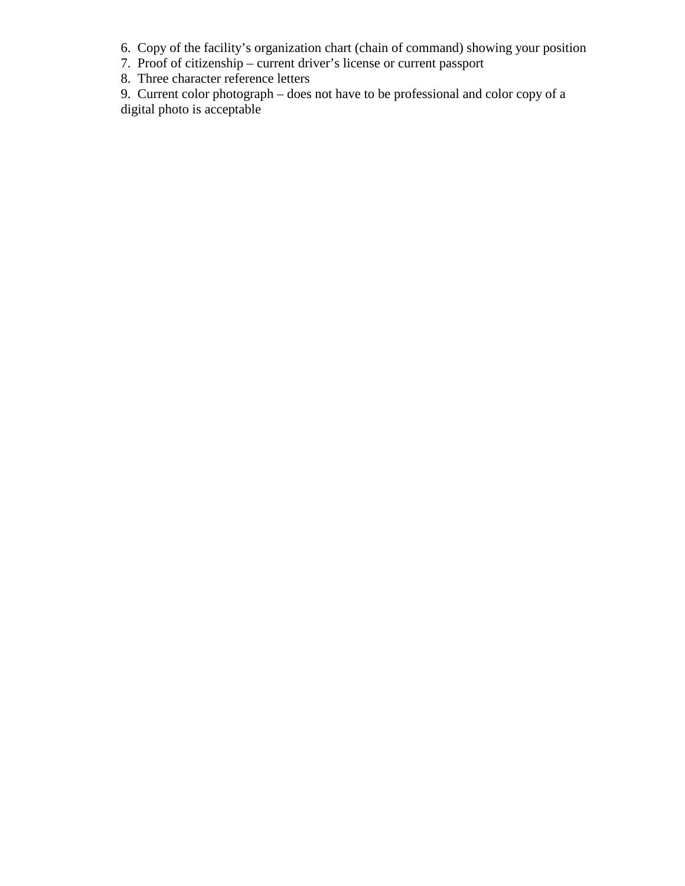6. Copy of the facility's organization chart (chain of command) showing your position
7. Proof of citizenship – current driver's license or current passport
8. Three character reference letters
9. Current color photograph – does not have to be professional and color copy of a digital photo is acceptable